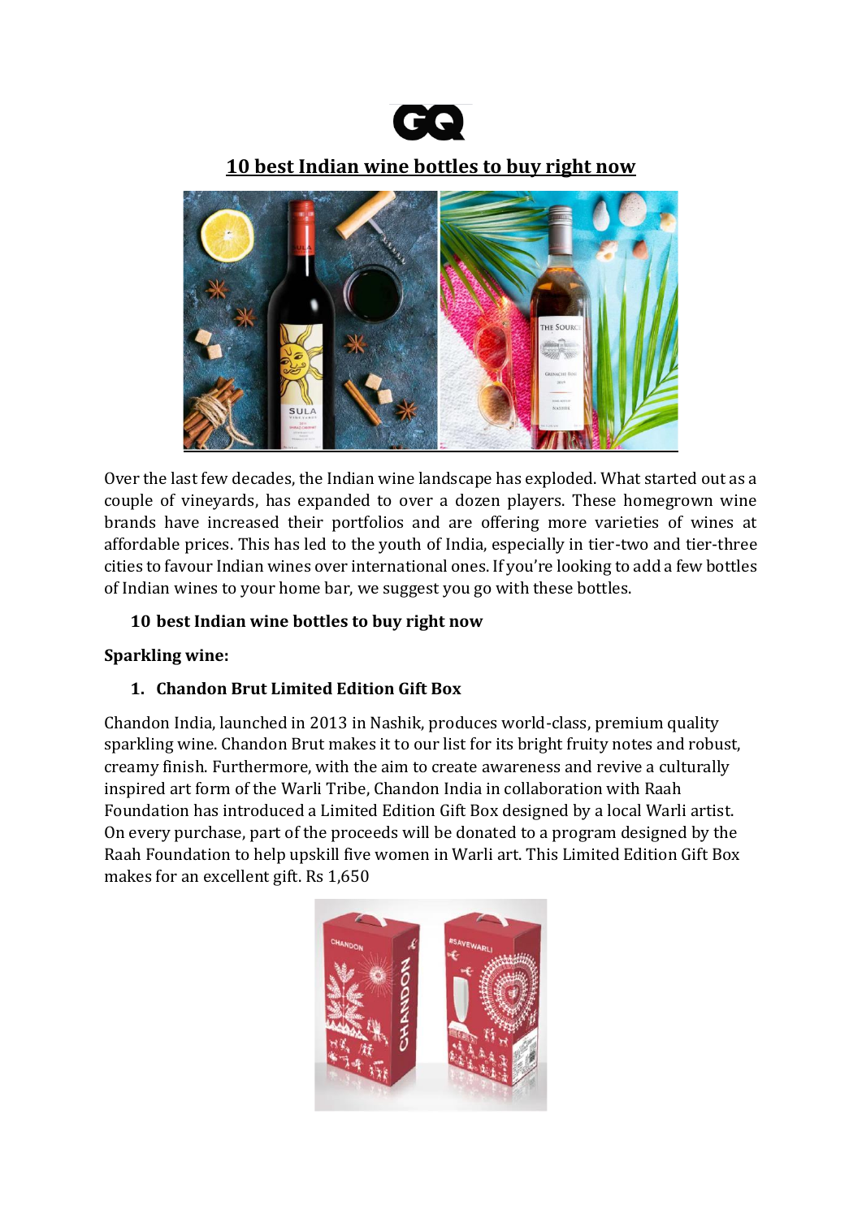# 10 best Indian wine bottles to buy right now

Over the last few decades, the Indian wine landscape has exploded. What started out as a couple of vineyards, has expanded to over a dozen players. These homegrown wine brands have increased their portfolios and are offering more varieties of wines at affordable prices. This has led to the youth of India, especially in tier-two and tier-three cities to favour Indian wines over international ones. If you're looking to add a few bottles of Indian wines to your home bar, we suggest you go with these bottles.

## 10 best Indian wine bottles to buy right now

**Sparkling wine:**

### 1. Chandon Brut Limited Edition Gift Box

Chandon India, launched in 2013 in Nashik, produces world-class, premium quality sparkling wine. Chandon Brut makes it to our list for its bright fruity notes and robust, creamy finish. Furthermore, with the aim to create awareness and revive a culturally inspired art form of the Warli Tribe, Chandon India in collaboration with Raah Foundation has introduced a Limited Edition Gift Box designed by a local Warli artist. On every purchase, part of the proceeds will be donated to a program designed by the Raah Foundation to help upskill five women in Warli art. This Limited Edition Gift Box makes for an excellent gift. Rs 1,650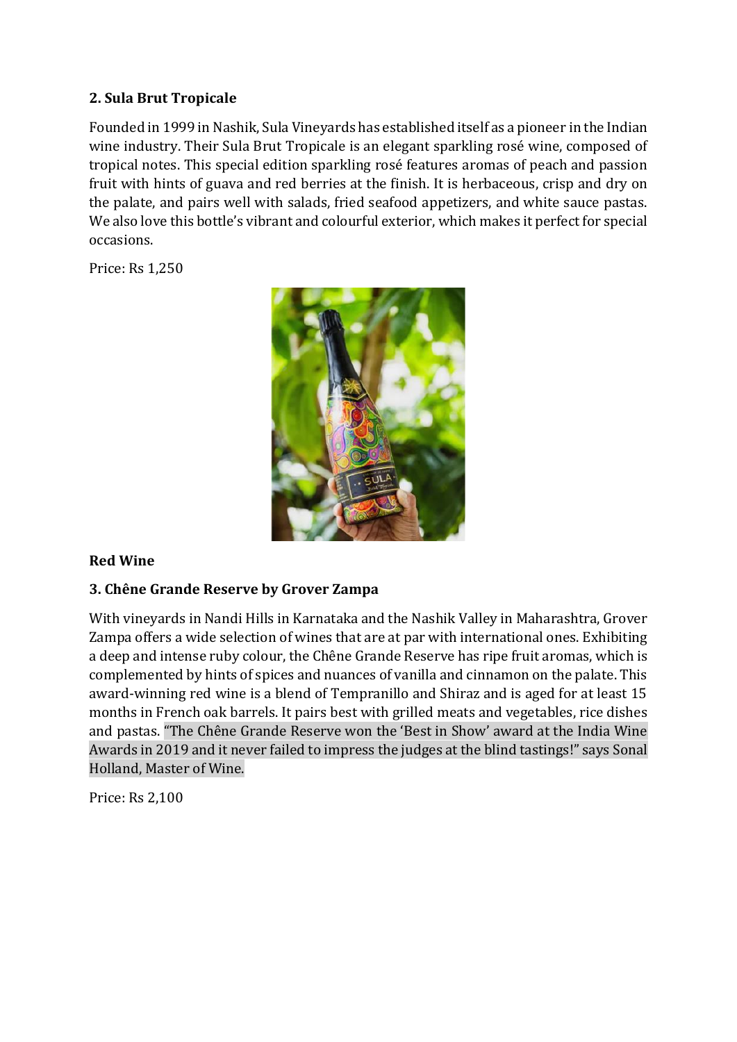### 2. Sula Brut Tropicale

Founded in 1999 in Nashik, Sula Vineyards has established itself as a pioneer in the Indian wine industry. Their Sula Brut Tropicale is an elegant sparkling rosé wine, composed of tropical notes. This special edition sparkling rosé features aromas of peach and passion fruit with hints of guava and red berries at the finish. It is herbaceous, crisp and dry on the palate, and pairs well with salads, fried seafood appetizers, and white sauce pastas. We also love this bottle's vibrant and colourful exterior, which makes it perfect for special occasions.

Price: Rs 1,250

## Red Wine

### 3. Chêne Grande Reserve by Grover Zampa

With vineyards in Nandi Hills in Karnataka and the Nashik Valley in Maharashtra, Grover Zampa offers a wide selection of wines that are at par with international ones. Exhibiting a deep and intense ruby colour, the Chêne Grande Reserve has ripe fruit aromas, which is complemented by hints of spices and nuances of vanilla and cinnamon on the palate. This award-winning red wine is a blend of Tempranillo and Shiraz and is aged for at least 15 months in French oak barrels. It pairs best with grilled meats and vegetables, rice dishes and pastas. "The Chêne Grande Reserve won the 'Best in Show' award at the India Wine Awards in 2019 and it never failed to impress the judges at the blind tastings!" says Sonal Holland, Master of Wine.

Price: Rs 2,100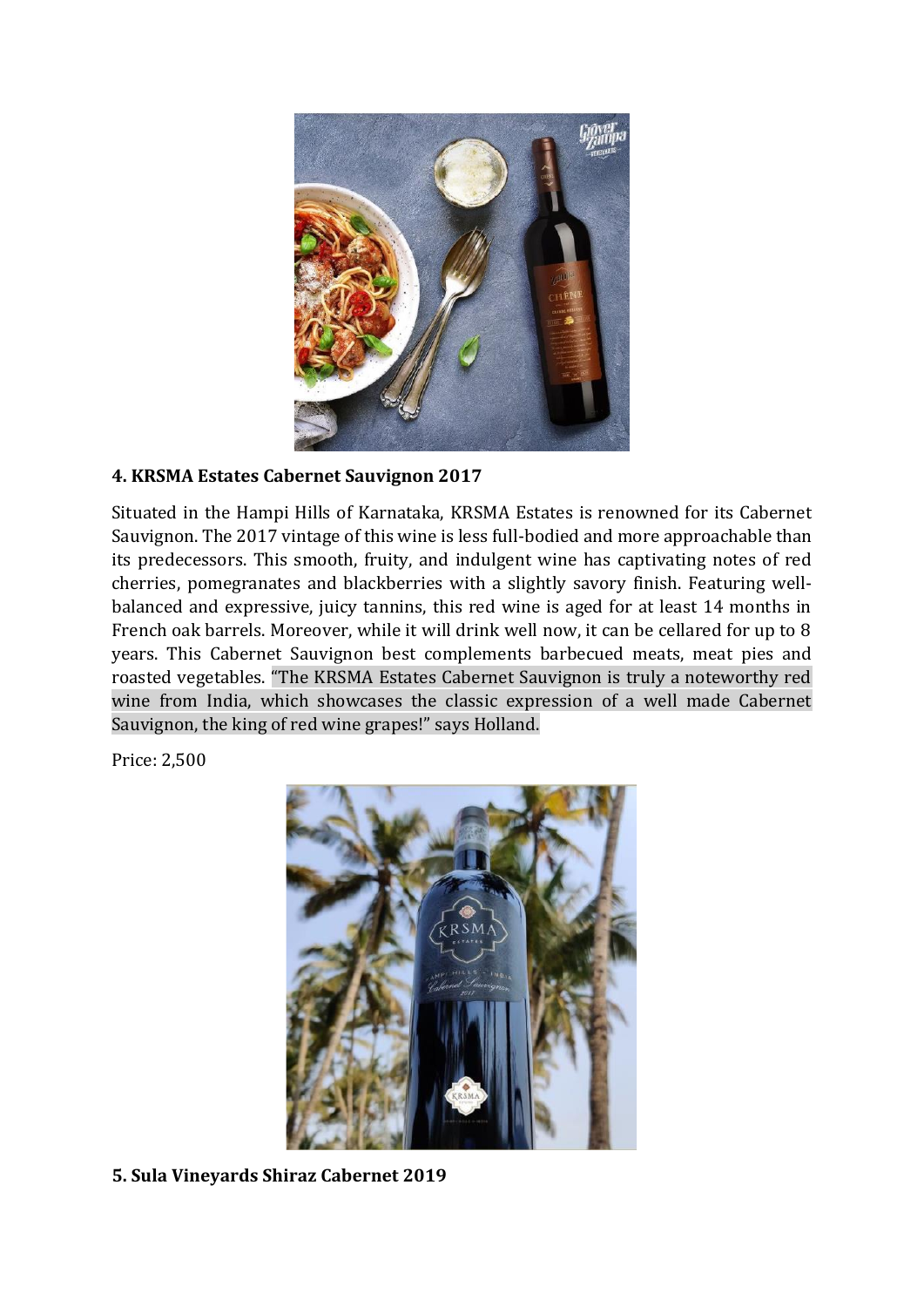**4. KRSMA Estates Cabernet Sauvignon 2017**

Situated in the Hampi Hills of Karnataka, KRSMA Estates is renowned for its Cabernet Sauvignon. The 2017 vintage of this wine is less full-bodied and more approachable than its predecessors. This smooth, fruity, and indulgent wine has captivating notes of red cherries, pomegranates and blackberries with a slightly savory finish. Featuring well-balanced and expressive, juicy tannins, this red wine is aged for at least 14 months in French oak barrels. Moreover, while it will drink well now, it can be cellared for up to 8 years. This Cabernet Sauvignon best complements barbecued meats, meat pies and roasted vegetables. "The KRSMA Estates Cabernet Sauvignon is truly a noteworthy red wine from India, which showcases the classic expression of a well made Cabernet Sauvignon, the king of red wine grapes!" says Holland.

Price: 2,500

**5. Sula Vineyards Shiraz Cabernet 2019**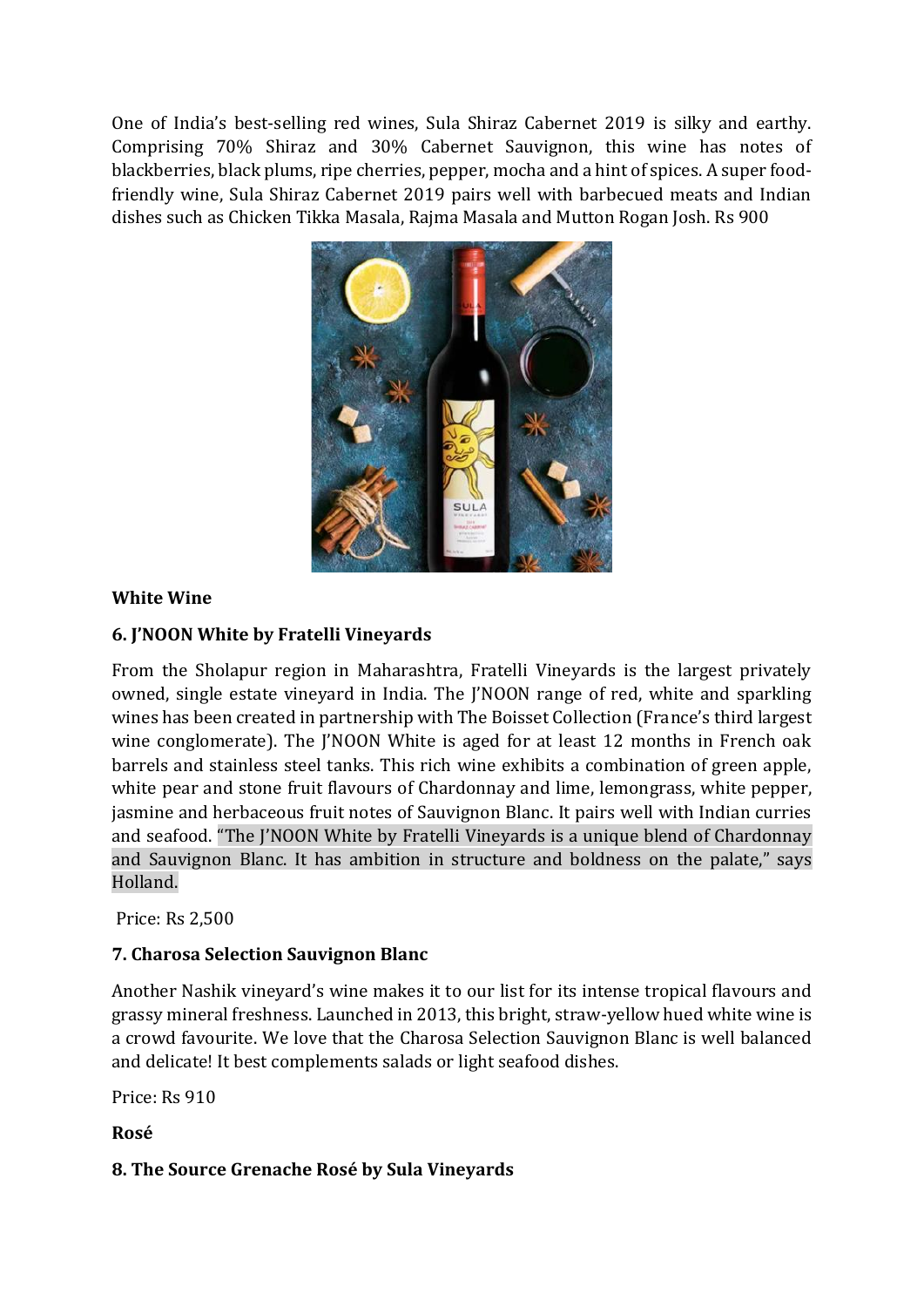One of India's best-selling red wines, Sula Shiraz Cabernet 2019 is silky and earthy. Comprising 70% Shiraz and 30% Cabernet Sauvignon, this wine has notes of blackberries, black plums, ripe cherries, pepper, mocha and a hint of spices. A super food-friendly wine, Sula Shiraz Cabernet 2019 pairs well with barbecued meats and Indian dishes such as Chicken Tikka Masala, Rajma Masala and Mutton Rogan Josh. Rs 900

**White Wine**

**6. J'NOON White by Fratelli Vineyards**

From the Sholapur region in Maharashtra, Fratelli Vineyards is the largest privately owned, single estate vineyard in India. The J'NOON range of red, white and sparkling wines has been created in partnership with The Boisset Collection (France's third largest wine conglomerate). The J'NOON White is aged for at least 12 months in French oak barrels and stainless steel tanks. This rich wine exhibits a combination of green apple, white pear and stone fruit flavours of Chardonnay and lime, lemongrass, white pepper, jasmine and herbaceous fruit notes of Sauvignon Blanc. It pairs well with Indian curries and seafood. "The J'NOON White by Fratelli Vineyards is a unique blend of Chardonnay and Sauvignon Blanc. It has ambition in structure and boldness on the palate," says Holland.

Price: Rs 2,500

**7. Charosa Selection Sauvignon Blanc**

Another Nashik vineyard's wine makes it to our list for its intense tropical flavours and grassy mineral freshness. Launched in 2013, this bright, straw-yellow hued white wine is a crowd favourite. We love that the Charosa Selection Sauvignon Blanc is well balanced and delicate! It best complements salads or light seafood dishes.

Price: Rs 910

**Rosé**

**8. The Source Grenache Rosé by Sula Vineyards**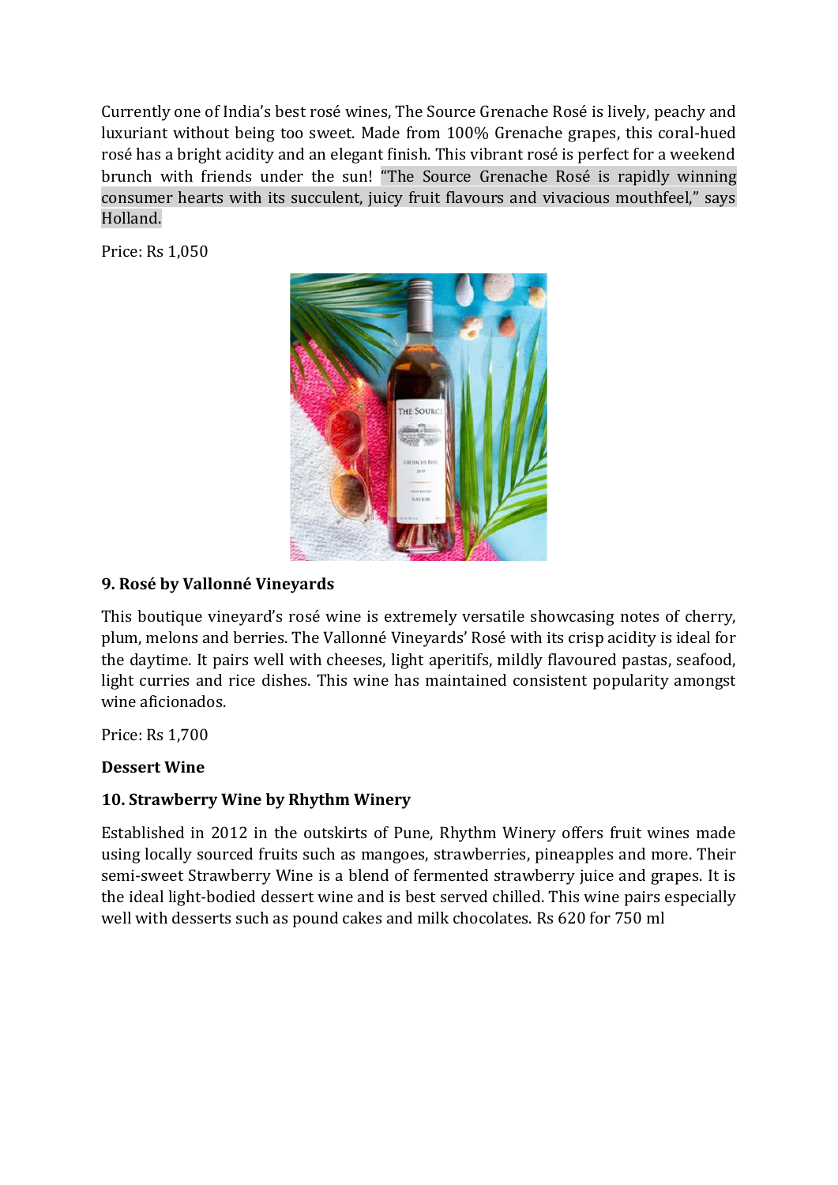Currently one of India's best rosé wines, The Source Grenache Rosé is lively, peachy and luxuriant without being too sweet. Made from 100% Grenache grapes, this coral-hued rosé has a bright acidity and an elegant finish. This vibrant rosé is perfect for a weekend brunch with friends under the sun! "The Source Grenache Rosé is rapidly winning consumer hearts with its succulent, juicy fruit flavours and vivacious mouthfeel," says Holland.

Price: Rs 1,050

### 9. Rosé by Vallonné Vineyards

This boutique vineyard's rosé wine is extremely versatile showcasing notes of cherry, plum, melons and berries. The Vallonné Vineyards' Rosé with its crisp acidity is ideal for the daytime. It pairs well with cheeses, light aperitifs, mildly flavoured pastas, seafood, light curries and rice dishes. This wine has maintained consistent popularity amongst wine aficionados.

Price: Rs 1,700

## Dessert Wine

### 10. Strawberry Wine by Rhythm Winery

Established in 2012 in the outskirts of Pune, Rhythm Winery offers fruit wines made using locally sourced fruits such as mangoes, strawberries, pineapples and more. Their semi-sweet Strawberry Wine is a blend of fermented strawberry juice and grapes. It is the ideal light-bodied dessert wine and is best served chilled. This wine pairs especially well with desserts such as pound cakes and milk chocolates. Rs 620 for 750 ml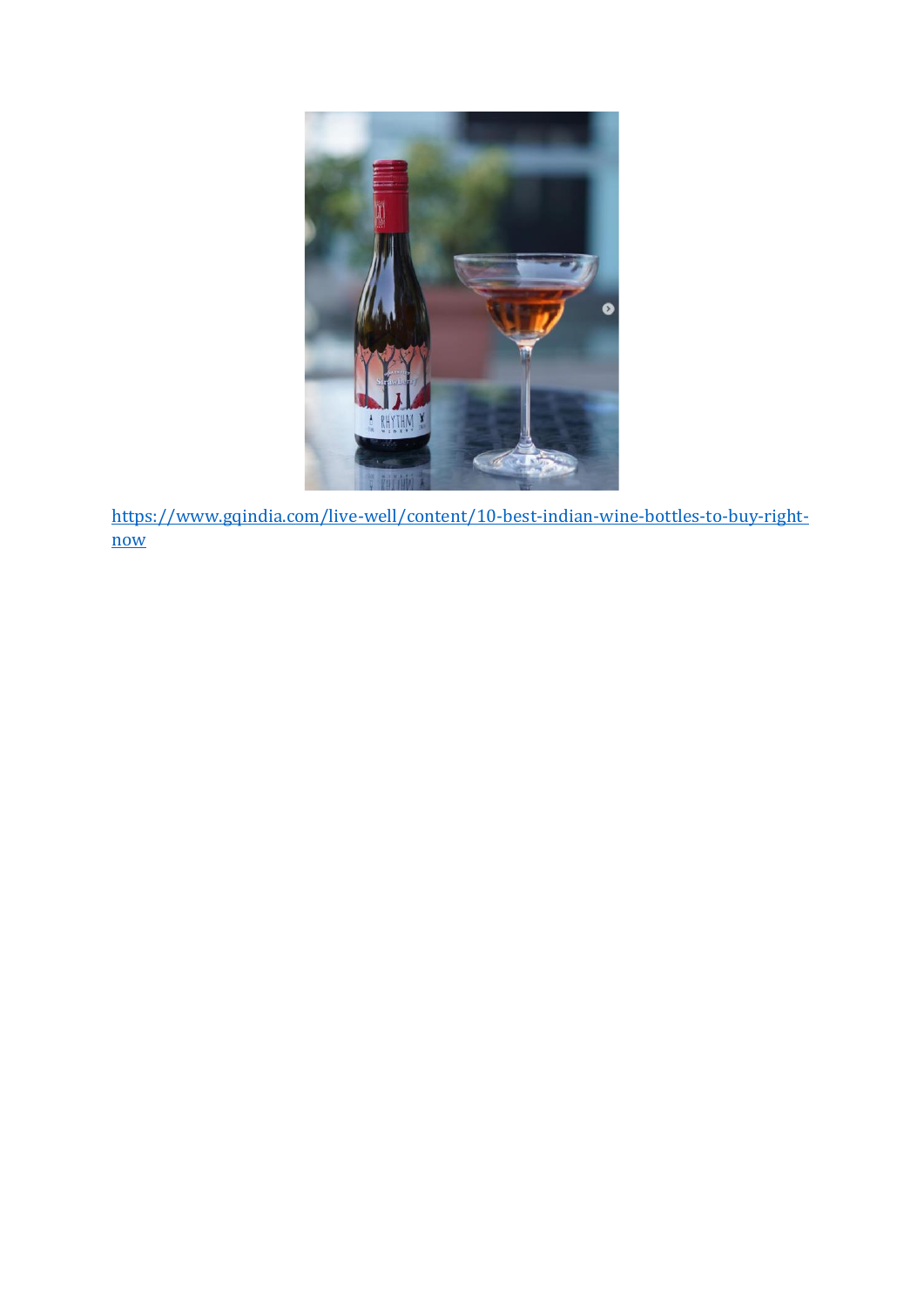https://www.gqindia.com/live-well/content/10-best-indian-wine-bottles-to-buy-right-now